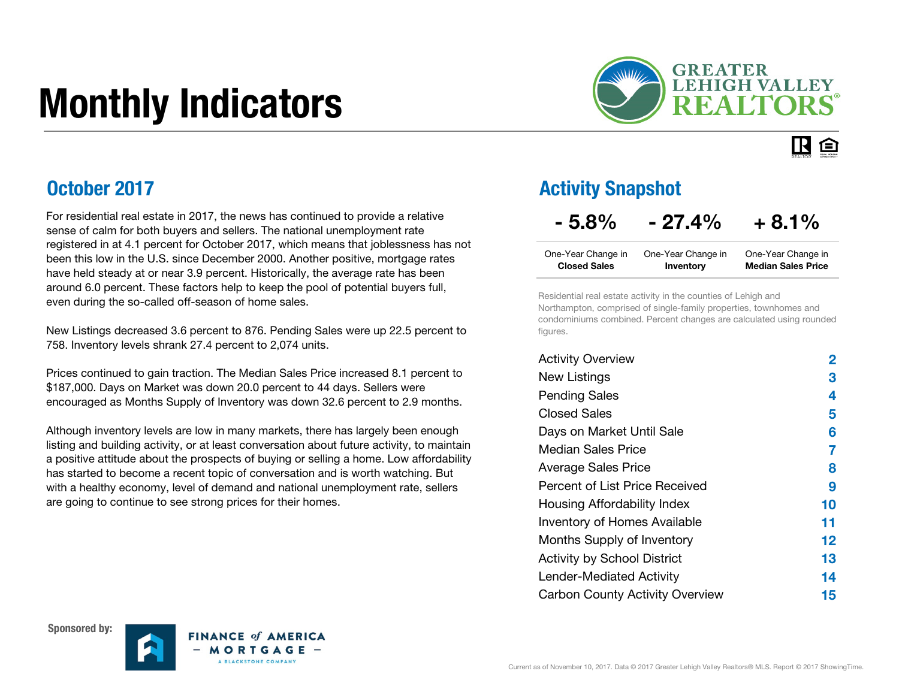# Monthly Indicators

GREATER LEHIGH VALLEY REALTORS®

## October 2017

For residential real estate in 2017, the news has continued to provide a relative sense of calm for both buyers and sellers. The national unemployment rate registered in at 4.1 percent for October 2017, which means that joblessness has not been this low in the U.S. since December 2000. Another positive, mortgage rates have held steady at or near 3.9 percent. Historically, the average rate has been around 6.0 percent. These factors help to keep the pool of potential buyers full, even during the so-called off-season of home sales.

New Listings decreased 3.6 percent to 876. Pending Sales were up 22.5 percent to 758. Inventory levels shrank 27.4 percent to 2,074 units.

Prices continued to gain traction. The Median Sales Price increased 8.1 percent to $187,000. Days on Market was down 20.0 percent to 44 days. Sellers were encouraged as Months Supply of Inventory was down 32.6 percent to 2.9 months.

Although inventory levels are low in many markets, there has largely been enough listing and building activity, or at least conversation about future activity, to maintain a positive attitude about the prospects of buying or selling a home. Low affordability has started to become a recent topic of conversation and is worth watching. But with a healthy economy, level of demand and national unemployment rate, sellers are going to continue to see strong prices for their homes.

## Activity Snapshot

| - 5.8% | - 27.4% | + 8.1% |
|---|---|---|
| One-Year Change in **Closed Sales** | One-Year Change in **Inventory** | One-Year Change in **Median Sales Price** |

Residential real estate activity in the counties of Lehigh and Northampton, comprised of single-family properties, townhomes and condominiums combined. Percent changes are calculated using rounded figures.

| | |
|---|---|
| Activity Overview | 2 |
| New Listings | 3 |
| Pending Sales | 4 |
| Closed Sales | 5 |
| Days on Market Until Sale | 6 |
| Median Sales Price | 7 |
| Average Sales Price | 8 |
| Percent of List Price Received | 9 |
| Housing Affordability Index | 10 |
| Inventory of Homes Available | 11 |
| Months Supply of Inventory | 12 |
| Activity by School District | 13 |
| Lender-Mediated Activity | 14 |
| Carbon County Activity Overview | 15 |

Sponsored by: FINANCE of AMERICA – MORTGAGE – A BLACKSTONE COMPANY

Current as of November 10, 2017. Data © 2017 Greater Lehigh Valley Realtors® MLS. Report © 2017 ShowingTime.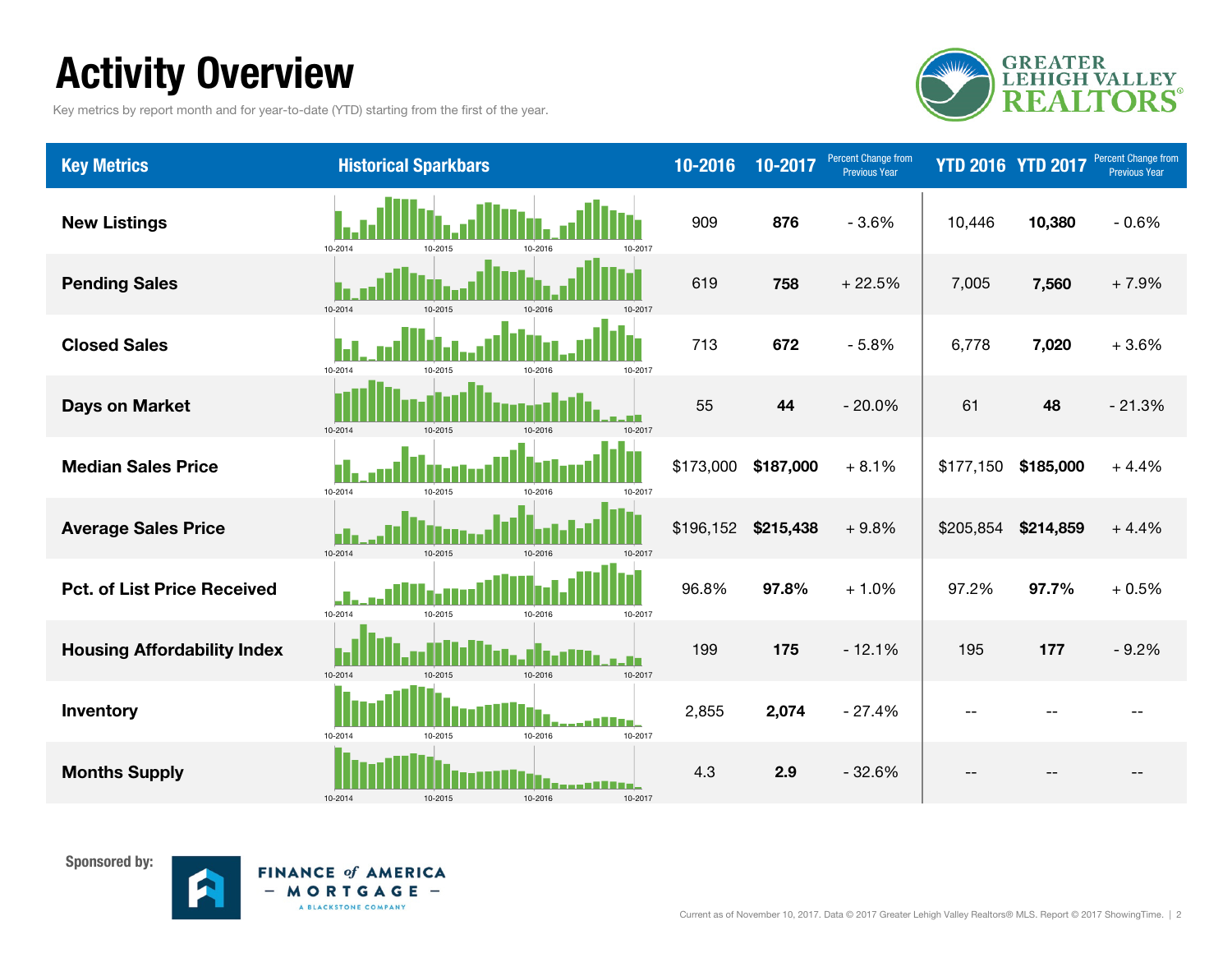# Activity Overview

Key metrics by report month and for year-to-date (YTD) starting from the first of the year.

| Key Metrics | Historical Sparkbars | 10-2016 | 10-2017 | Percent Change from Previous Year | YTD 2016 | YTD 2017 | Percent Change from Previous Year |
|---|---|---|---|---|---|---|---|
| New Listings | 10-2014 10-2015 10-2016 10-2017 | 909 | **876** | - 3.6% | 10,446 | **10,380** | - 0.6% |
| Pending Sales | 10-2014 10-2015 10-2016 10-2017 | 619 | **758** | + 22.5% | 7,005 | **7,560** | + 7.9% |
| Closed Sales | 10-2014 10-2015 10-2016 10-2017 | 713 | **672** | - 5.8% | 6,778 | **7,020** | + 3.6% |
| Days on Market | 10-2014 10-2015 10-2016 10-2017 | 55 | **44** | - 20.0% | 61 | **48** | - 21.3% |
| Median Sales Price | 10-2014 10-2015 10-2016 10-2017 | $173,000 | **$187,000** | + 8.1% | $177,150 | **$185,000** | + 4.4% |
| Average Sales Price | 10-2014 10-2015 10-2016 10-2017 | $196,152 | **$215,438** | + 9.8% | $205,854 | **$214,859** | + 4.4% |
| Pct. of List Price Received | 10-2014 10-2015 10-2016 10-2017 | 96.8% | **97.8%** | + 1.0% | 97.2% | **97.7%** | + 0.5% |
| Housing Affordability Index | 10-2014 10-2015 10-2016 10-2017 | 199 | **175** | - 12.1% | 195 | **177** | - 9.2% |
| Inventory | 10-2014 10-2015 10-2016 10-2017 | 2,855 | **2,074** | - 27.4% | -- | -- | -- |
| Months Supply | 10-2014 10-2015 10-2016 10-2017 | 4.3 | **2.9** | - 32.6% | -- | -- | -- |

Sponsored by: FINANCE of AMERICA – MORTGAGE – A BLACKSTONE COMPANY

Current as of November 10, 2017. Data © 2017 Greater Lehigh Valley Realtors® MLS. Report © 2017 ShowingTime.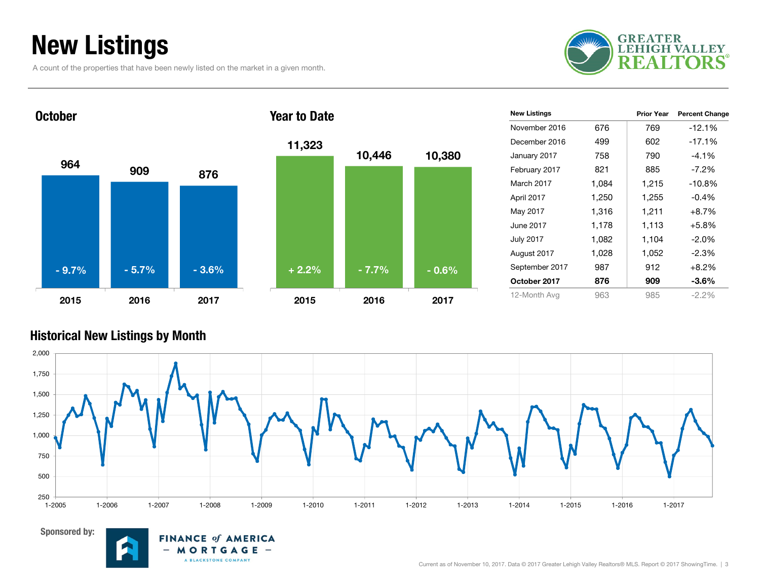# New Listings

A count of the properties that have been newly listed on the market in a given month.

GREATER LEHIGH VALLEY REALTORS®

## October

| | 2015 | 2016 | 2017 |
|---|---|---|---|
| New Listings | 964 | 909 | 876 |
| Change | - 9.7% | - 5.7% | - 3.6% |

## Year to Date

| | 2015 | 2016 | 2017 |
|---|---|---|---|
| New Listings | 11,323 | 10,446 | 10,380 |
| Change | + 2.2% | - 7.7% | - 0.6% |

| New Listings | | Prior Year | Percent Change |
|---|---|---|---|
| November 2016 | 676 | 769 | -12.1% |
| December 2016 | 499 | 602 | -17.1% |
| January 2017 | 758 | 790 | -4.1% |
| February 2017 | 821 | 885 | -7.2% |
| March 2017 | 1,084 | 1,215 | -10.8% |
| April 2017 | 1,250 | 1,255 | -0.4% |
| May 2017 | 1,316 | 1,211 | +8.7% |
| June 2017 | 1,178 | 1,113 | +5.8% |
| July 2017 | 1,082 | 1,104 | -2.0% |
| August 2017 | 1,028 | 1,052 | -2.3% |
| September 2017 | 987 | 912 | +8.2% |
| **October 2017** | **876** | **909** | **-3.6%** |
| 12-Month Avg | 963 | 985 | -2.2% |

## Historical New Listings by Month

Sponsored by: FINANCE of AMERICA MORTGAGE — A BLACKSTONE COMPANY

Current as of November 10, 2017. Data © 2017 Greater Lehigh Valley Realtors® MLS. Report © 2017 ShowingTime.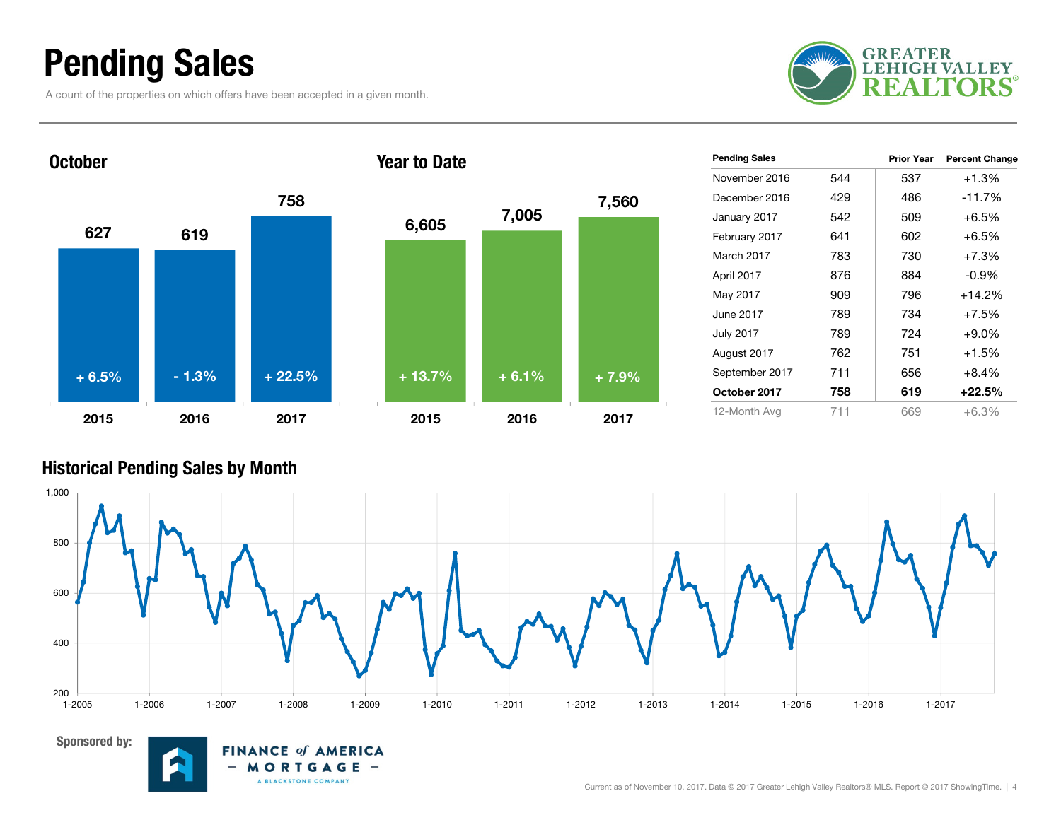# Pending Sales

A count of the properties on which offers have been accepted in a given month.

GREATER LEHIGH VALLEY REALTORS®

## October

| Year | Pending Sales | Change |
|---|---|---|
| 2015 | 627 | + 6.5% |
| 2016 | 619 | - 1.3% |
| 2017 | 758 | + 22.5% |

## Year to Date

| Year | Pending Sales | Change |
|---|---|---|
| 2015 | 6,605 | + 13.7% |
| 2016 | 7,005 | + 6.1% |
| 2017 | 7,560 | + 7.9% |

| Pending Sales | | Prior Year | Percent Change |
|---|---|---|---|
| November 2016 | 544 | 537 | +1.3% |
| December 2016 | 429 | 486 | -11.7% |
| January 2017 | 542 | 509 | +6.5% |
| February 2017 | 641 | 602 | +6.5% |
| March 2017 | 783 | 730 | +7.3% |
| April 2017 | 876 | 884 | -0.9% |
| May 2017 | 909 | 796 | +14.2% |
| June 2017 | 789 | 734 | +7.5% |
| July 2017 | 789 | 724 | +9.0% |
| August 2017 | 762 | 751 | +1.5% |
| September 2017 | 711 | 656 | +8.4% |
| **October 2017** | **758** | **619** | **+22.5%** |
| 12-Month Avg | 711 | 669 | +6.3% |

## Historical Pending Sales by Month

Sponsored by: FINANCE of AMERICA MORTGAGE – A BLACKSTONE COMPANY

Current as of November 10, 2017. Data © 2017 Greater Lehigh Valley Realtors® MLS. Report © 2017 ShowingTime.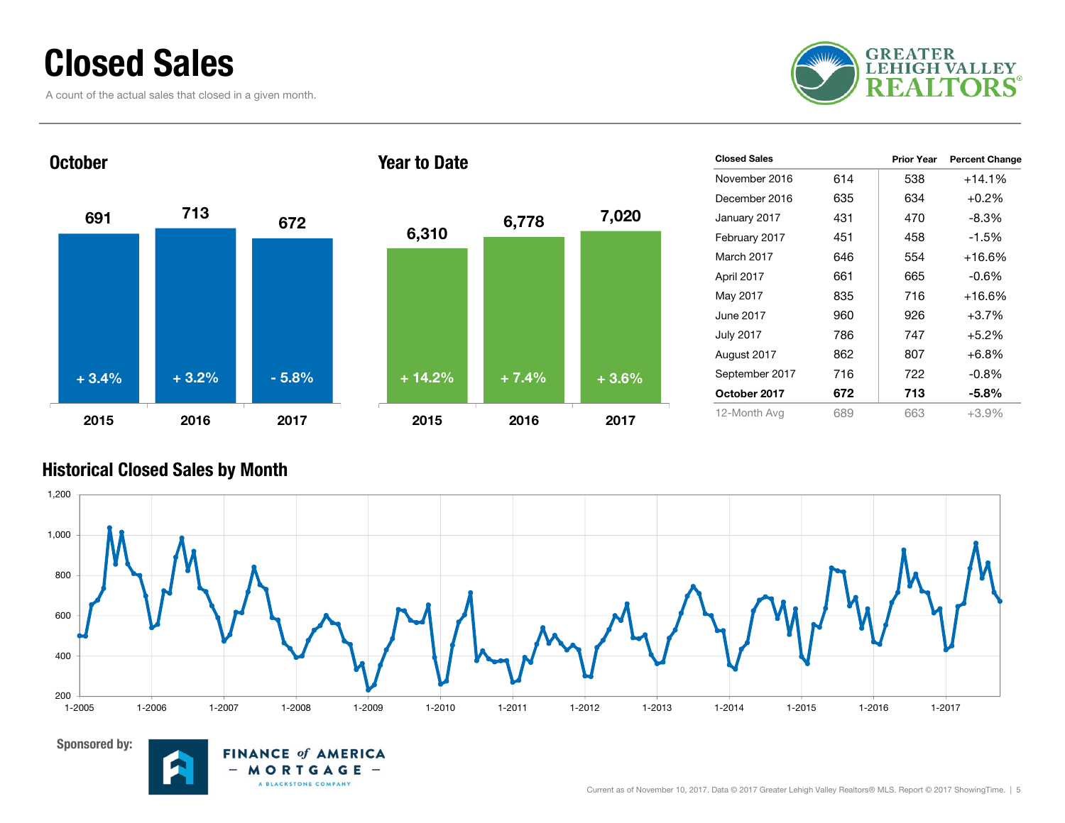# Closed Sales

A count of the actual sales that closed in a given month.

## October

| | 2015 | 2016 | 2017 |
|---|---|---|---|
| Closed Sales | 691 | 713 | 672 |
| Change | + 3.4% | + 3.2% | - 5.8% |

## Year to Date

| | 2015 | 2016 | 2017 |
|---|---|---|---|
| Closed Sales | 6,310 | 6,778 | 7,020 |
| Change | + 14.2% | + 7.4% | + 3.6% |

| Closed Sales | | Prior Year | Percent Change |
|---|---|---|---|
| November 2016 | 614 | 538 | +14.1% |
| December 2016 | 635 | 634 | +0.2% |
| January 2017 | 431 | 470 | -8.3% |
| February 2017 | 451 | 458 | -1.5% |
| March 2017 | 646 | 554 | +16.6% |
| April 2017 | 661 | 665 | -0.6% |
| May 2017 | 835 | 716 | +16.6% |
| June 2017 | 960 | 926 | +3.7% |
| July 2017 | 786 | 747 | +5.2% |
| August 2017 | 862 | 807 | +6.8% |
| September 2017 | 716 | 722 | -0.8% |
| **October 2017** | **672** | **713** | **-5.8%** |
| 12-Month Avg | 689 | 663 | +3.9% |

## Historical Closed Sales by Month

Sponsored by: FINANCE of AMERICA MORTGAGE – A BLACKSTONE COMPANY

Current as of November 10, 2017. Data © 2017 Greater Lehigh Valley Realtors® MLS. Report © 2017 ShowingTime.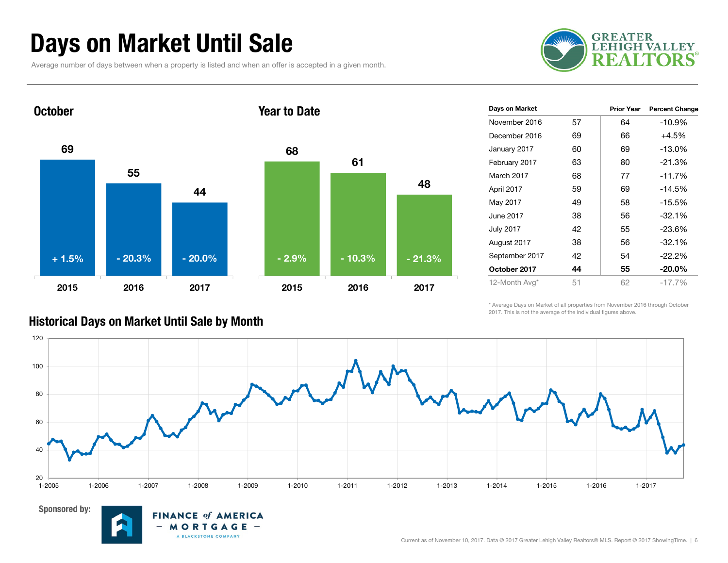# Days on Market Until Sale

Average number of days between when a property is listed and when an offer is accepted in a given month.

## October

| Year | Days | Change |
|---|---|---|
| 2015 | 69 | + 1.5% |
| 2016 | 55 | - 20.3% |
| 2017 | 44 | - 20.0% |

## Year to Date

| Year | Days | Change |
|---|---|---|
| 2015 | 68 | - 2.9% |
| 2016 | 61 | - 10.3% |
| 2017 | 48 | - 21.3% |

| Days on Market | | Prior Year | Percent Change |
|---|---|---|---|
| November 2016 | 57 | 64 | -10.9% |
| December 2016 | 69 | 66 | +4.5% |
| January 2017 | 60 | 69 | -13.0% |
| February 2017 | 63 | 80 | -21.3% |
| March 2017 | 68 | 77 | -11.7% |
| April 2017 | 59 | 69 | -14.5% |
| May 2017 | 49 | 58 | -15.5% |
| June 2017 | 38 | 56 | -32.1% |
| July 2017 | 42 | 55 | -23.6% |
| August 2017 | 38 | 56 | -32.1% |
| September 2017 | 42 | 54 | -22.2% |
| **October 2017** | **44** | **55** | **-20.0%** |
| 12-Month Avg* | 51 | 62 | -17.7% |

* Average Days on Market of all properties from November 2016 through October 2017. This is not the average of the individual figures above.

## Historical Days on Market Until Sale by Month

Sponsored by: Finance of America Mortgage – A Blackstone Company

Current as of November 10, 2017. Data © 2017 Greater Lehigh Valley Realtors® MLS. Report © 2017 ShowingTime.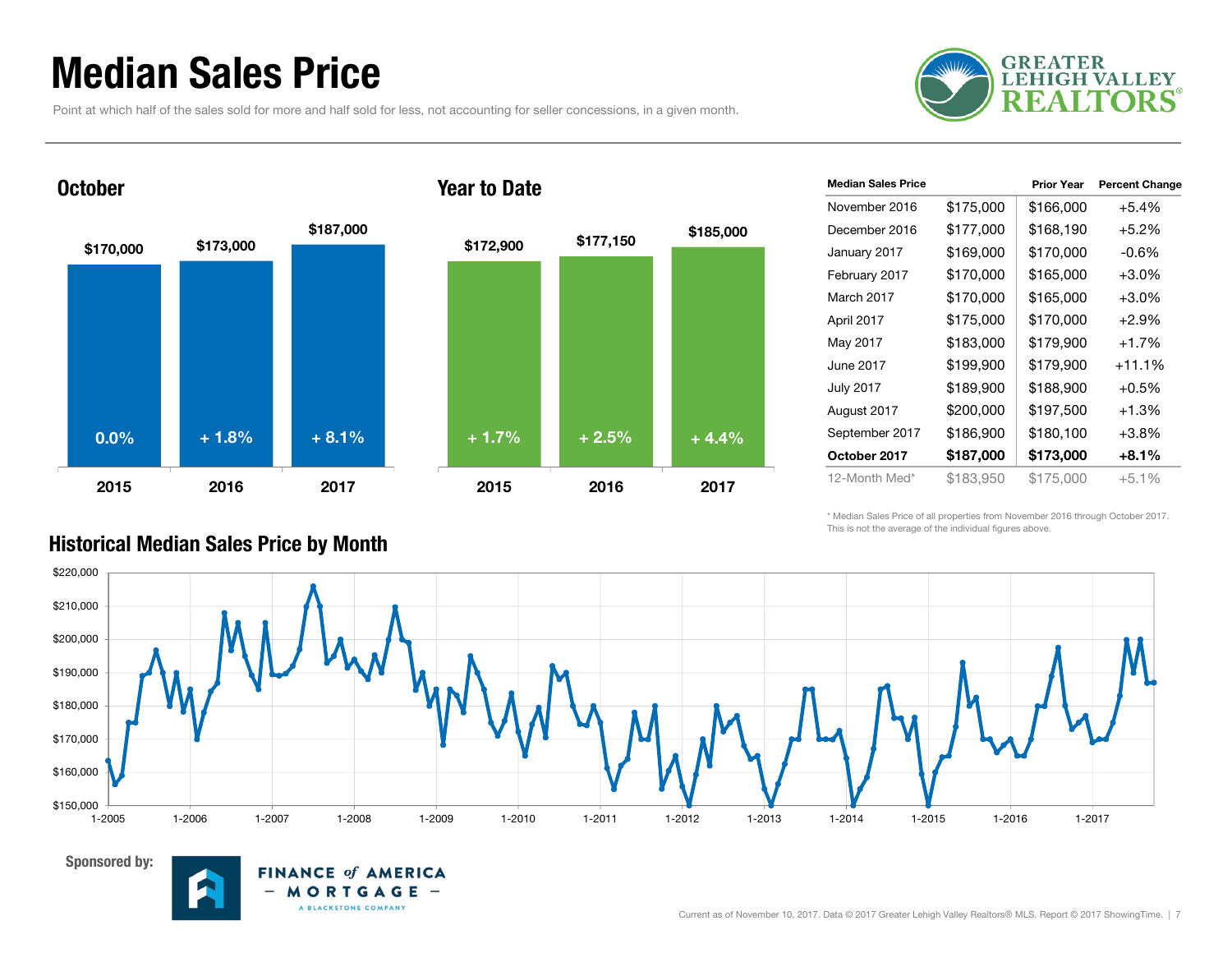# Median Sales Price

Point at which half of the sales sold for more and half sold for less, not accounting for seller concessions, in a given month.

## October

| Year | Median Sales Price | Change |
|---|---|---|
| 2015 | $170,000 | 0.0% |
| 2016 | $173,000 | + 1.8% |
| 2017 | $187,000 | + 8.1% |

## Year to Date

| Year | Median Sales Price | Change |
|---|---|---|
| 2015 | $172,900 | + 1.7% |
| 2016 | $177,150 | + 2.5% |
| 2017 | $185,000 | + 4.4% |

| Median Sales Price | | Prior Year | Percent Change |
|---|---|---|---|
| November 2016 | $175,000 | $166,000 | +5.4% |
| December 2016 | $177,000 | $168,190 | +5.2% |
| January 2017 | $169,000 | $170,000 | -0.6% |
| February 2017 | $170,000 | $165,000 | +3.0% |
| March 2017 | $170,000 | $165,000 | +3.0% |
| April 2017 | $175,000 | $170,000 | +2.9% |
| May 2017 | $183,000 | $179,900 | +1.7% |
| June 2017 | $199,900 | $179,900 | +11.1% |
| July 2017 | $189,900 | $188,900 | +0.5% |
| August 2017 | $200,000 | $197,500 | +1.3% |
| September 2017 | $186,900 | $180,100 | +3.8% |
| **October 2017** | **$187,000** | **$173,000** | **+8.1%** |
| 12-Month Med* | $183,950 | $175,000 | +5.1% |

\* Median Sales Price of all properties from November 2016 through October 2017. This is not the average of the individual figures above.

## Historical Median Sales Price by Month

Sponsored by: Finance of America Mortgage – A Blackstone Company

Current as of November 10, 2017. Data © 2017 Greater Lehigh Valley Realtors® MLS. Report © 2017 ShowingTime.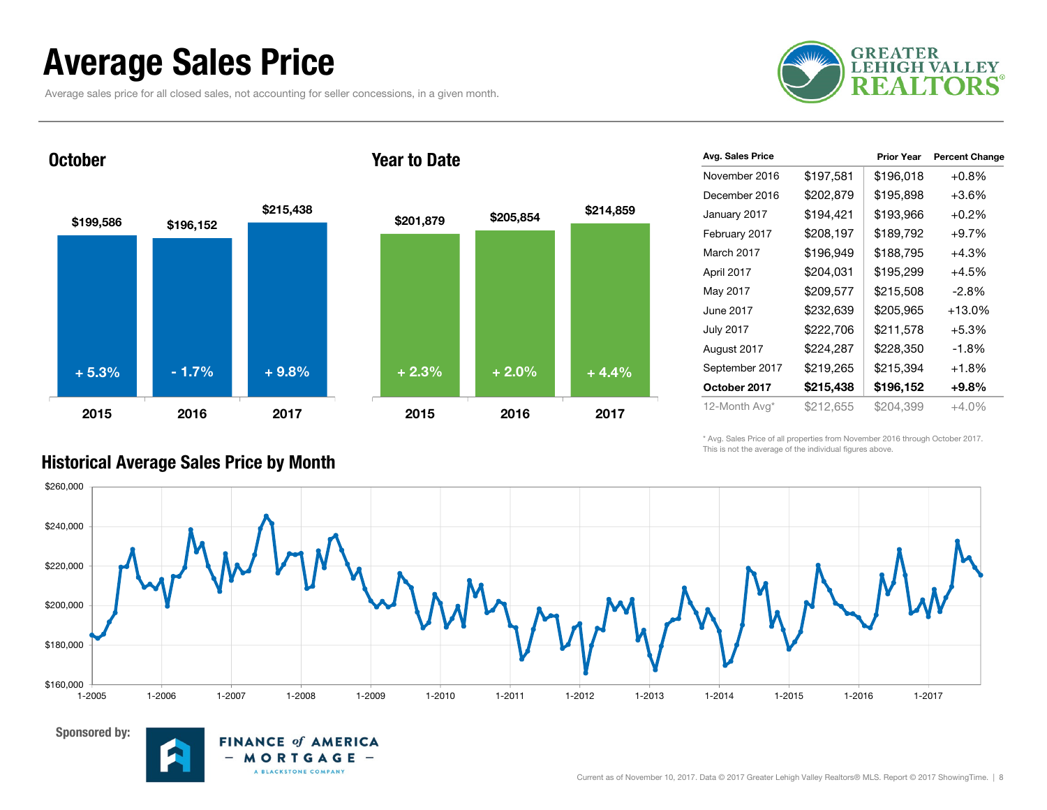# Average Sales Price

Average sales price for all closed sales, not accounting for seller concessions, in a given month.

GREATER LEHIGH VALLEY REALTORS®

## October

| Year | Avg. Sales Price | Change |
|---|---|---|
| 2015 | $199,586 | + 5.3% |
| 2016 | $196,152 | - 1.7% |
| 2017 | $215,438 | + 9.8% |

## Year to Date

| Year | Avg. Sales Price | Change |
|---|---|---|
| 2015 | $201,879 | + 2.3% |
| 2016 | $205,854 | + 2.0% |
| 2017 | $214,859 | + 4.4% |

| Avg. Sales Price | | Prior Year | Percent Change |
|---|---|---|---|
| November 2016 | $197,581 | $196,018 | +0.8% |
| December 2016 | $202,879 | $195,898 | +3.6% |
| January 2017 | $194,421 | $193,966 | +0.2% |
| February 2017 | $208,197 | $189,792 | +9.7% |
| March 2017 | $196,949 | $188,795 | +4.3% |
| April 2017 | $204,031 | $195,299 | +4.5% |
| May 2017 | $209,577 | $215,508 | -2.8% |
| June 2017 | $232,639 | $205,965 | +13.0% |
| July 2017 | $222,706 | $211,578 | +5.3% |
| August 2017 | $224,287 | $228,350 | -1.8% |
| September 2017 | $219,265 | $215,394 | +1.8% |
| **October 2017** | **$215,438** | **$196,152** | **+9.8%** |
| 12-Month Avg* | $212,655 | $204,399 | +4.0% |

\* Avg. Sales Price of all properties from November 2016 through October 2017. This is not the average of the individual figures above.

## Historical Average Sales Price by Month

Sponsored by: FINANCE of AMERICA MORTGAGE — A BLACKSTONE COMPANY

Current as of November 10, 2017. Data © 2017 Greater Lehigh Valley Realtors® MLS. Report © 2017 ShowingTime.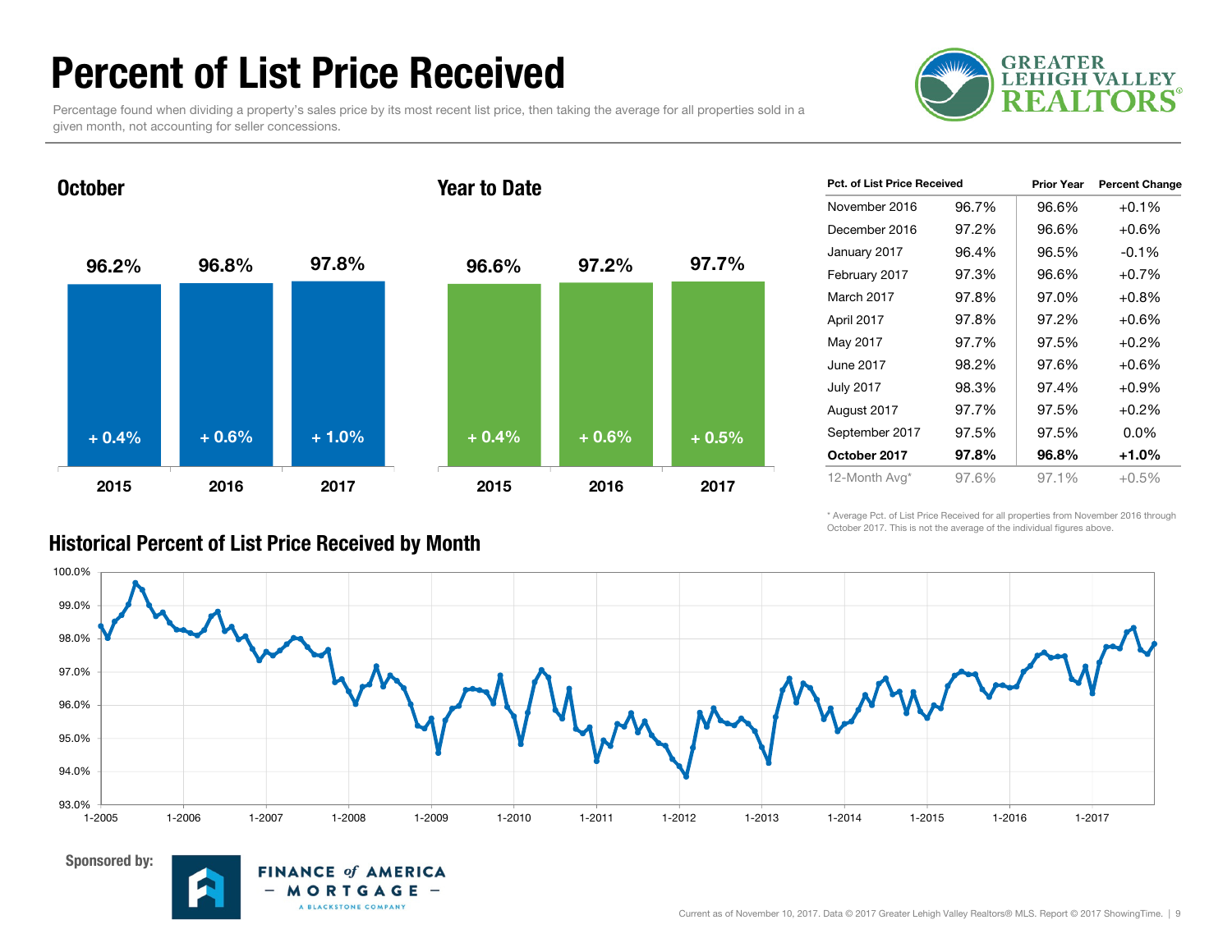# Percent of List Price Received

Percentage found when dividing a property's sales price by its most recent list price, then taking the average for all properties sold in a given month, not accounting for seller concessions.

## October

| | 2015 | 2016 | 2017 |
|---|---|---|---|
| Pct. of List Price Received | 96.2% | 96.8% | 97.8% |
| Change | + 0.4% | + 0.6% | + 1.0% |

## Year to Date

| | 2015 | 2016 | 2017 |
|---|---|---|---|
| Pct. of List Price Received | 96.6% | 97.2% | 97.7% |
| Change | + 0.4% | + 0.6% | + 0.5% |

| Pct. of List Price Received | | Prior Year | Percent Change |
|---|---|---|---|
| November 2016 | 96.7% | 96.6% | +0.1% |
| December 2016 | 97.2% | 96.6% | +0.6% |
| January 2017 | 96.4% | 96.5% | -0.1% |
| February 2017 | 97.3% | 96.6% | +0.7% |
| March 2017 | 97.8% | 97.0% | +0.8% |
| April 2017 | 97.8% | 97.2% | +0.6% |
| May 2017 | 97.7% | 97.5% | +0.2% |
| June 2017 | 98.2% | 97.6% | +0.6% |
| July 2017 | 98.3% | 97.4% | +0.9% |
| August 2017 | 97.7% | 97.5% | +0.2% |
| September 2017 | 97.5% | 97.5% | 0.0% |
| **October 2017** | **97.8%** | **96.8%** | **+1.0%** |
| 12-Month Avg* | 97.6% | 97.1% | +0.5% |

\* Average Pct. of List Price Received for all properties from November 2016 through October 2017. This is not the average of the individual figures above.

## Historical Percent of List Price Received by Month

Sponsored by: Finance of America Mortgage – A Blackstone Company

Current as of November 10, 2017. Data © 2017 Greater Lehigh Valley Realtors® MLS. Report © 2017 ShowingTime.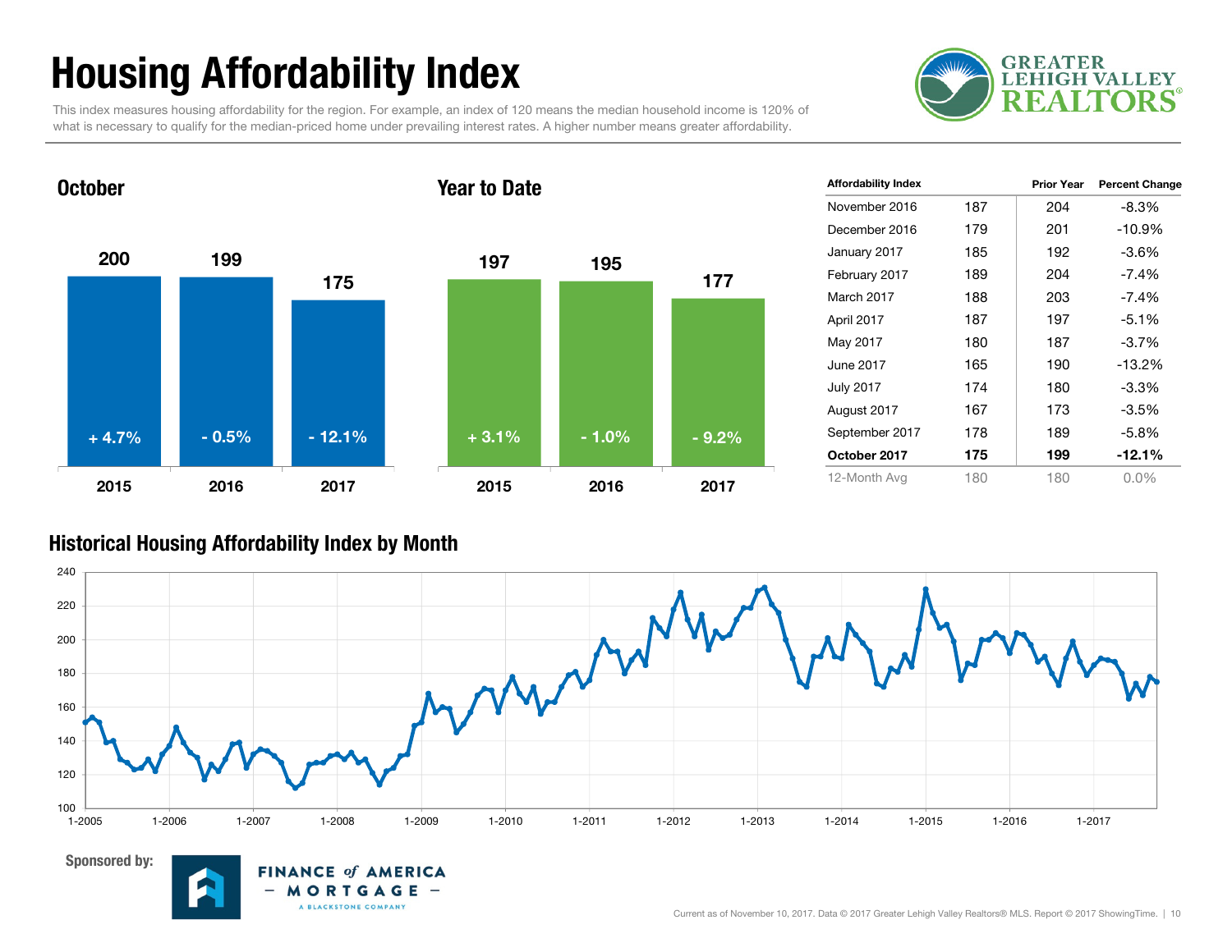# Housing Affordability Index

This index measures housing affordability for the region. For example, an index of 120 means the median household income is 120% of what is necessary to qualify for the median-priced home under prevailing interest rates. A higher number means greater affordability.

## October

| | 2015 | 2016 | 2017 |
|---|---|---|---|
| Index | 200 | 199 | 175 |
| Change | + 4.7% | - 0.5% | - 12.1% |

## Year to Date

| | 2015 | 2016 | 2017 |
|---|---|---|---|
| Index | 197 | 195 | 177 |
| Change | + 3.1% | - 1.0% | - 9.2% |

| Affordability Index | | Prior Year | Percent Change |
|---|---|---|---|
| November 2016 | 187 | 204 | -8.3% |
| December 2016 | 179 | 201 | -10.9% |
| January 2017 | 185 | 192 | -3.6% |
| February 2017 | 189 | 204 | -7.4% |
| March 2017 | 188 | 203 | -7.4% |
| April 2017 | 187 | 197 | -5.1% |
| May 2017 | 180 | 187 | -3.7% |
| June 2017 | 165 | 190 | -13.2% |
| July 2017 | 174 | 180 | -3.3% |
| August 2017 | 167 | 173 | -3.5% |
| September 2017 | 178 | 189 | -5.8% |
| **October 2017** | **175** | **199** | **-12.1%** |
| 12-Month Avg | 180 | 180 | 0.0% |

## Historical Housing Affordability Index by Month

Sponsored by: Finance of America Mortgage – A Blackstone Company

Current as of November 10, 2017. Data © 2017 Greater Lehigh Valley Realtors® MLS. Report © 2017 ShowingTime.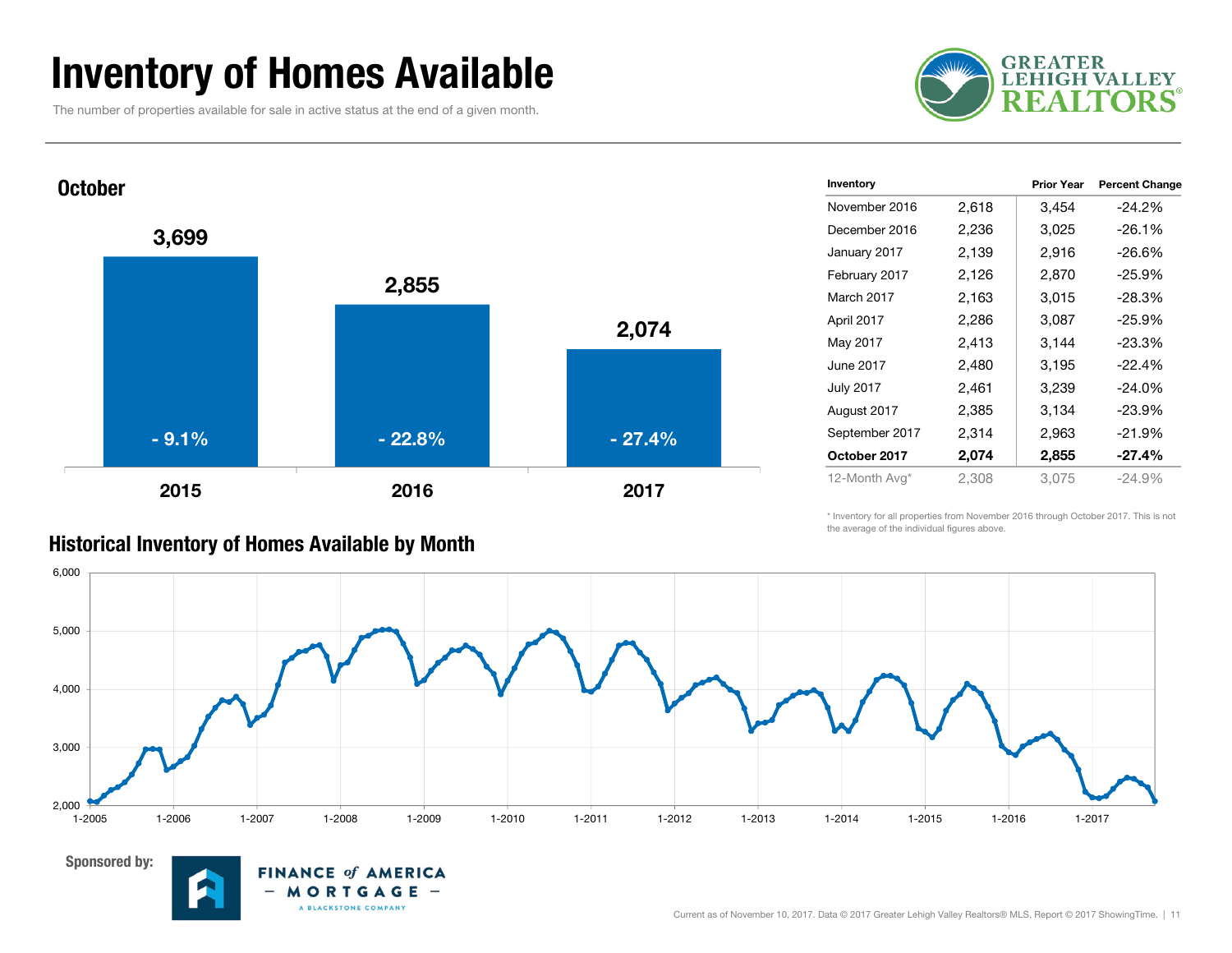# Inventory of Homes Available

The number of properties available for sale in active status at the end of a given month.

GREATER LEHIGH VALLEY REALTORS®

## October

| Year | Inventory | Change |
|---|---|---|
| 2015 | 3,699 | - 9.1% |
| 2016 | 2,855 | - 22.8% |
| 2017 | 2,074 | - 27.4% |

| Inventory | | Prior Year | Percent Change |
|---|---|---|---|
| November 2016 | 2,618 | 3,454 | -24.2% |
| December 2016 | 2,236 | 3,025 | -26.1% |
| January 2017 | 2,139 | 2,916 | -26.6% |
| February 2017 | 2,126 | 2,870 | -25.9% |
| March 2017 | 2,163 | 3,015 | -28.3% |
| April 2017 | 2,286 | 3,087 | -25.9% |
| May 2017 | 2,413 | 3,144 | -23.3% |
| June 2017 | 2,480 | 3,195 | -22.4% |
| July 2017 | 2,461 | 3,239 | -24.0% |
| August 2017 | 2,385 | 3,134 | -23.9% |
| September 2017 | 2,314 | 2,963 | -21.9% |
| **October 2017** | **2,074** | **2,855** | **-27.4%** |
| 12-Month Avg* | 2,308 | 3,075 | -24.9% |

\* Inventory for all properties from November 2016 through October 2017. This is not the average of the individual figures above.

## Historical Inventory of Homes Available by Month

Sponsored by: FINANCE of AMERICA – MORTGAGE – A BLACKSTONE COMPANY

Current as of November 10, 2017. Data © 2017 Greater Lehigh Valley Realtors® MLS. Report © 2017 ShowingTime.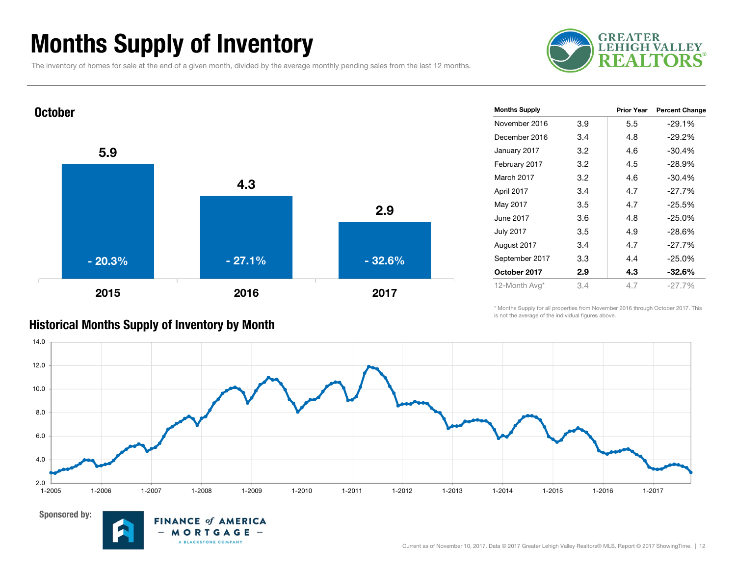# Months Supply of Inventory

The inventory of homes for sale at the end of a given month, divided by the average monthly pending sales from the last 12 months.

## October

| Year | Months Supply | Change |
|---|---|---|
| 2015 | 5.9 | - 20.3% |
| 2016 | 4.3 | - 27.1% |
| 2017 | 2.9 | - 32.6% |

| Months Supply | | Prior Year | Percent Change |
|---|---|---|---|
| November 2016 | 3.9 | 5.5 | -29.1% |
| December 2016 | 3.4 | 4.8 | -29.2% |
| January 2017 | 3.2 | 4.6 | -30.4% |
| February 2017 | 3.2 | 4.5 | -28.9% |
| March 2017 | 3.2 | 4.6 | -30.4% |
| April 2017 | 3.4 | 4.7 | -27.7% |
| May 2017 | 3.5 | 4.7 | -25.5% |
| June 2017 | 3.6 | 4.8 | -25.0% |
| July 2017 | 3.5 | 4.9 | -28.6% |
| August 2017 | 3.4 | 4.7 | -27.7% |
| September 2017 | 3.3 | 4.4 | -25.0% |
| **October 2017** | **2.9** | **4.3** | **-32.6%** |
| 12-Month Avg* | 3.4 | 4.7 | -27.7% |

\* Months Supply for all properties from November 2016 through October 2017. This is not the average of the individual figures above.

## Historical Months Supply of Inventory by Month

Sponsored by: FINANCE of AMERICA MORTGAGE – A BLACKSTONE COMPANY

Current as of November 10, 2017. Data © 2017 Greater Lehigh Valley Realtors® MLS. Report © 2017 ShowingTime.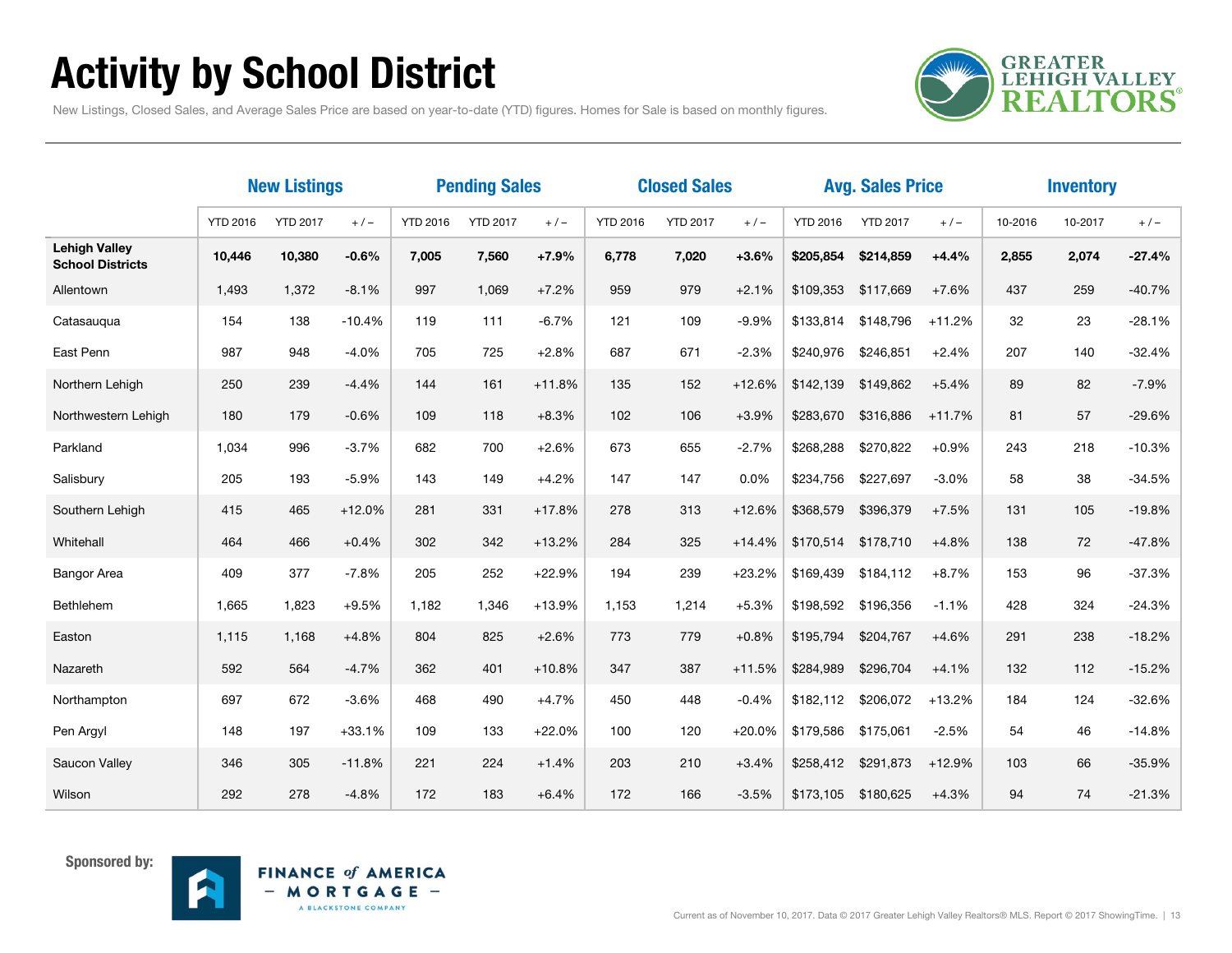# Activity by School District

New Listings, Closed Sales, and Average Sales Price are based on year-to-date (YTD) figures. Homes for Sale is based on monthly figures.

| | New Listings | | | Pending Sales | | | Closed Sales | | | Avg. Sales Price | | | Inventory | | |
|---|---|---|---|---|---|---|---|---|---|---|---|---|---|---|---|
| | YTD 2016 | YTD 2017 | + / – | YTD 2016 | YTD 2017 | + / – | YTD 2016 | YTD 2017 | + / – | YTD 2016 | YTD 2017 | + / – | 10-2016 | 10-2017 | + / – |
| **Lehigh Valley School Districts** | **10,446** | **10,380** | **-0.6%** | **7,005** | **7,560** | **+7.9%** | **6,778** | **7,020** | **+3.6%** | **$205,854** | **$214,859** | **+4.4%** | **2,855** | **2,074** | **-27.4%** |
| Allentown | 1,493 | 1,372 | -8.1% | 997 | 1,069 | +7.2% | 959 | 979 | +2.1% | $109,353 | $117,669 | +7.6% | 437 | 259 | -40.7% |
| Catasauqua | 154 | 138 | -10.4% | 119 | 111 | -6.7% | 121 | 109 | -9.9% | $133,814 | $148,796 | +11.2% | 32 | 23 | -28.1% |
| East Penn | 987 | 948 | -4.0% | 705 | 725 | +2.8% | 687 | 671 | -2.3% | $240,976 | $246,851 | +2.4% | 207 | 140 | -32.4% |
| Northern Lehigh | 250 | 239 | -4.4% | 144 | 161 | +11.8% | 135 | 152 | +12.6% | $142,139 | $149,862 | +5.4% | 89 | 82 | -7.9% |
| Northwestern Lehigh | 180 | 179 | -0.6% | 109 | 118 | +8.3% | 102 | 106 | +3.9% | $283,670 | $316,886 | +11.7% | 81 | 57 | -29.6% |
| Parkland | 1,034 | 996 | -3.7% | 682 | 700 | +2.6% | 673 | 655 | -2.7% | $268,288 | $270,822 | +0.9% | 243 | 218 | -10.3% |
| Salisbury | 205 | 193 | -5.9% | 143 | 149 | +4.2% | 147 | 147 | 0.0% | $234,756 | $227,697 | -3.0% | 58 | 38 | -34.5% |
| Southern Lehigh | 415 | 465 | +12.0% | 281 | 331 | +17.8% | 278 | 313 | +12.6% | $368,579 | $396,379 | +7.5% | 131 | 105 | -19.8% |
| Whitehall | 464 | 466 | +0.4% | 302 | 342 | +13.2% | 284 | 325 | +14.4% | $170,514 | $178,710 | +4.8% | 138 | 72 | -47.8% |
| Bangor Area | 409 | 377 | -7.8% | 205 | 252 | +22.9% | 194 | 239 | +23.2% | $169,439 | $184,112 | +8.7% | 153 | 96 | -37.3% |
| Bethlehem | 1,665 | 1,823 | +9.5% | 1,182 | 1,346 | +13.9% | 1,153 | 1,214 | +5.3% | $198,592 | $196,356 | -1.1% | 428 | 324 | -24.3% |
| Easton | 1,115 | 1,168 | +4.8% | 804 | 825 | +2.6% | 773 | 779 | +0.8% | $195,794 | $204,767 | +4.6% | 291 | 238 | -18.2% |
| Nazareth | 592 | 564 | -4.7% | 362 | 401 | +10.8% | 347 | 387 | +11.5% | $284,989 | $296,704 | +4.1% | 132 | 112 | -15.2% |
| Northampton | 697 | 672 | -3.6% | 468 | 490 | +4.7% | 450 | 448 | -0.4% | $182,112 | $206,072 | +13.2% | 184 | 124 | -32.6% |
| Pen Argyl | 148 | 197 | +33.1% | 109 | 133 | +22.0% | 100 | 120 | +20.0% | $179,586 | $175,061 | -2.5% | 54 | 46 | -14.8% |
| Saucon Valley | 346 | 305 | -11.8% | 221 | 224 | +1.4% | 203 | 210 | +3.4% | $258,412 | $291,873 | +12.9% | 103 | 66 | -35.9% |
| Wilson | 292 | 278 | -4.8% | 172 | 183 | +6.4% | 172 | 166 | -3.5% | $173,105 | $180,625 | +4.3% | 94 | 74 | -21.3% |

**Sponsored by:** FINANCE of AMERICA – MORTGAGE – A BLACKSTONE COMPANY

Current as of November 10, 2017. Data © 2017 Greater Lehigh Valley Realtors® MLS. Report © 2017 ShowingTime.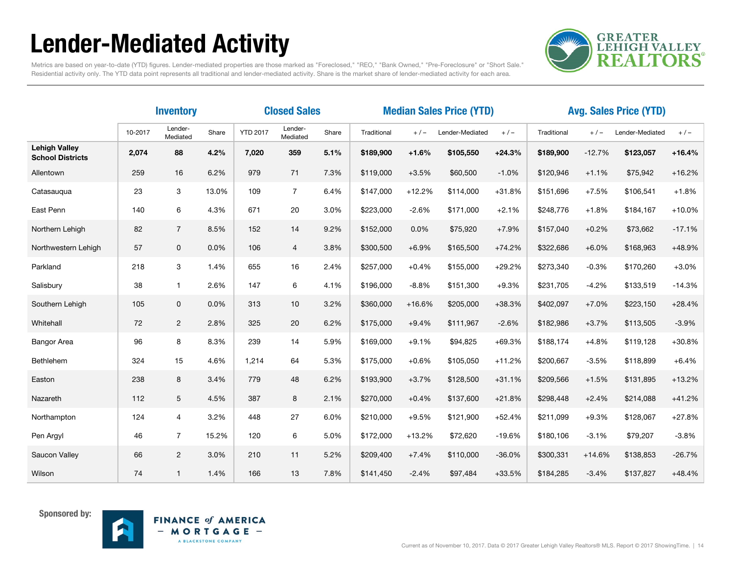# Lender-Mediated Activity

Metrics are based on year-to-date (YTD) figures. Lender-mediated properties are those marked as "Foreclosed," "REO," "Bank Owned," "Pre-Foreclosure" or "Short Sale." Residential activity only. The YTD data point represents all traditional and lender-mediated activity. Share is the market share of lender-mediated activity for each area.

| | Inventory | | | Closed Sales | | | Median Sales Price (YTD) | | | | Avg. Sales Price (YTD) | | | |
|---|---|---|---|---|---|---|---|---|---|---|---|---|---|---|
| | 10-2017 | Lender-Mediated | Share | YTD 2017 | Lender-Mediated | Share | Traditional | + / – | Lender-Mediated | + / – | Traditional | + / – | Lender-Mediated | + / – |
| **Lehigh Valley School Districts** | **2,074** | **88** | **4.2%** | **7,020** | **359** | **5.1%** | **$189,900** | **+1.6%** | **$105,550** | **+24.3%** | **$189,900** | -12.7% | **$123,057** | **+16.4%** |
| Allentown | 259 | 16 | 6.2% | 979 | 71 | 7.3% | $119,000 | +3.5% | $60,500 | -1.0% | $120,946 | +1.1% | $75,942 | +16.2% |
| Catasauqua | 23 | 3 | 13.0% | 109 | 7 | 6.4% | $147,000 | +12.2% | $114,000 | +31.8% | $151,696 | +7.5% | $106,541 | +1.8% |
| East Penn | 140 | 6 | 4.3% | 671 | 20 | 3.0% | $223,000 | -2.6% | $171,000 | +2.1% | $248,776 | +1.8% | $184,167 | +10.0% |
| Northern Lehigh | 82 | 7 | 8.5% | 152 | 14 | 9.2% | $152,000 | 0.0% | $75,920 | +7.9% | $157,040 | +0.2% | $73,662 | -17.1% |
| Northwestern Lehigh | 57 | 0 | 0.0% | 106 | 4 | 3.8% | $300,500 | +6.9% | $165,500 | +74.2% | $322,686 | +6.0% | $168,963 | +48.9% |
| Parkland | 218 | 3 | 1.4% | 655 | 16 | 2.4% | $257,000 | +0.4% | $155,000 | +29.2% | $273,340 | -0.3% | $170,260 | +3.0% |
| Salisbury | 38 | 1 | 2.6% | 147 | 6 | 4.1% | $196,000 | -8.8% | $151,300 | +9.3% | $231,705 | -4.2% | $133,519 | -14.3% |
| Southern Lehigh | 105 | 0 | 0.0% | 313 | 10 | 3.2% | $360,000 | +16.6% | $205,000 | +38.3% | $402,097 | +7.0% | $223,150 | +28.4% |
| Whitehall | 72 | 2 | 2.8% | 325 | 20 | 6.2% | $175,000 | +9.4% | $111,967 | -2.6% | $182,986 | +3.7% | $113,505 | -3.9% |
| Bangor Area | 96 | 8 | 8.3% | 239 | 14 | 5.9% | $169,000 | +9.1% | $94,825 | +69.3% | $188,174 | +4.8% | $119,128 | +30.8% |
| Bethlehem | 324 | 15 | 4.6% | 1,214 | 64 | 5.3% | $175,000 | +0.6% | $105,050 | +11.2% | $200,667 | -3.5% | $118,899 | +6.4% |
| Easton | 238 | 8 | 3.4% | 779 | 48 | 6.2% | $193,900 | +3.7% | $128,500 | +31.1% | $209,566 | +1.5% | $131,895 | +13.2% |
| Nazareth | 112 | 5 | 4.5% | 387 | 8 | 2.1% | $270,000 | +0.4% | $137,600 | +21.8% | $298,448 | +2.4% | $214,088 | +41.2% |
| Northampton | 124 | 4 | 3.2% | 448 | 27 | 6.0% | $210,000 | +9.5% | $121,900 | +52.4% | $211,099 | +9.3% | $128,067 | +27.8% |
| Pen Argyl | 46 | 7 | 15.2% | 120 | 6 | 5.0% | $172,000 | +13.2% | $72,620 | -19.6% | $180,106 | -3.1% | $79,207 | -3.8% |
| Saucon Valley | 66 | 2 | 3.0% | 210 | 11 | 5.2% | $209,400 | +7.4% | $110,000 | -36.0% | $300,331 | +14.6% | $138,853 | -26.7% |
| Wilson | 74 | 1 | 1.4% | 166 | 13 | 7.8% | $141,450 | -2.4% | $97,484 | +33.5% | $184,285 | -3.4% | $137,827 | +48.4% |

**Sponsored by:** FINANCE of AMERICA – MORTGAGE – A BLACKSTONE COMPANY

Current as of November 10, 2017. Data © 2017 Greater Lehigh Valley Realtors® MLS. Report © 2017 ShowingTime.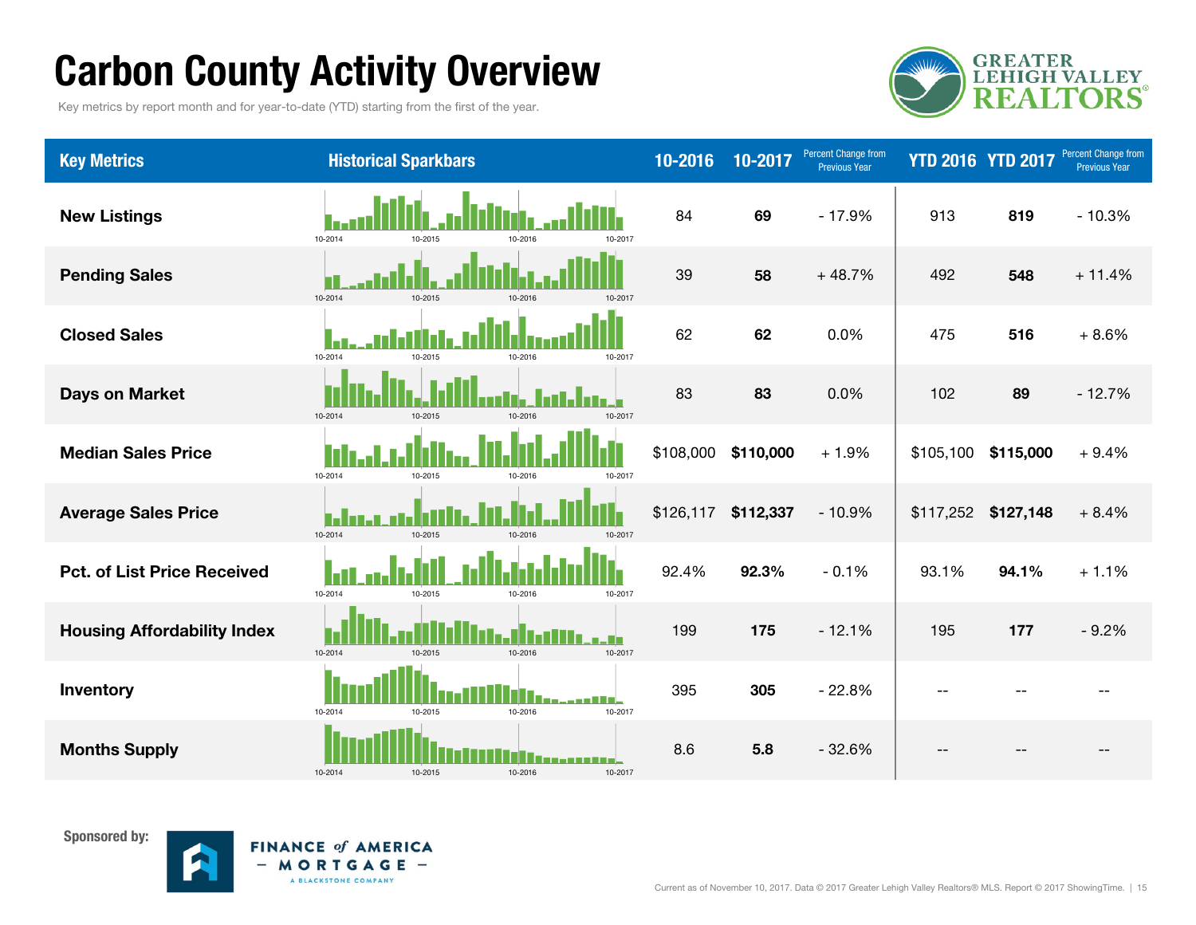# Carbon County Activity Overview

Key metrics by report month and for year-to-date (YTD) starting from the first of the year.

GREATER LEHIGH VALLEY REALTORS®

| Key Metrics | Historical Sparkbars | 10-2016 | 10-2017 | Percent Change from Previous Year | YTD 2016 | YTD 2017 | Percent Change from Previous Year |
|---|---|---|---|---|---|---|---|
| **New Listings** | 10-2014 10-2015 10-2016 10-2017 | 84 | **69** | - 17.9% | 913 | **819** | - 10.3% |
| **Pending Sales** | 10-2014 10-2015 10-2016 10-2017 | 39 | **58** | + 48.7% | 492 | **548** | + 11.4% |
| **Closed Sales** | 10-2014 10-2015 10-2016 10-2017 | 62 | **62** | 0.0% | 475 | **516** | + 8.6% |
| **Days on Market** | 10-2014 10-2015 10-2016 10-2017 | 83 | **83** | 0.0% | 102 | **89** | - 12.7% |
| **Median Sales Price** | 10-2014 10-2015 10-2016 10-2017 | $108,000 | **$110,000** | + 1.9% | $105,100 | **$115,000** | + 9.4% |
| **Average Sales Price** | 10-2014 10-2015 10-2016 10-2017 | $126,117 | **$112,337** | - 10.9% | $117,252 | **$127,148** | + 8.4% |
| **Pct. of List Price Received** | 10-2014 10-2015 10-2016 10-2017 | 92.4% | **92.3%** | - 0.1% | 93.1% | **94.1%** | + 1.1% |
| **Housing Affordability Index** | 10-2014 10-2015 10-2016 10-2017 | 199 | **175** | - 12.1% | 195 | **177** | - 9.2% |
| **Inventory** | 10-2014 10-2015 10-2016 10-2017 | 395 | **305** | - 22.8% | -- | -- | -- |
| **Months Supply** | 10-2014 10-2015 10-2016 10-2017 | 8.6 | **5.8** | - 32.6% | -- | -- | -- |

**Sponsored by:**

FINANCE *of* AMERICA – MORTGAGE – A BLACKSTONE COMPANY

Current as of November 10, 2017. Data © 2017 Greater Lehigh Valley Realtors® MLS. Report © 2017 ShowingTime.